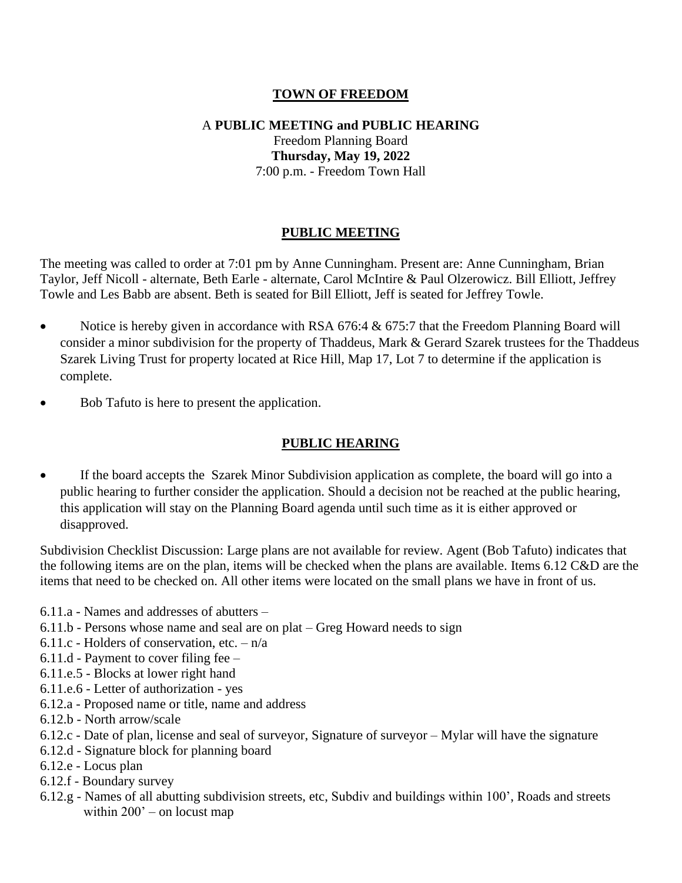**TOWN OF FREEDOM**

A **PUBLIC MEETING and PUBLIC HEARING**
Freedom Planning Board
**Thursday, May 19, 2022**
7:00 p.m. - Freedom Town Hall

## PUBLIC MEETING

The meeting was called to order at 7:01 pm by Anne Cunningham. Present are: Anne Cunningham, Brian Taylor, Jeff Nicoll - alternate, Beth Earle - alternate, Carol McIntire & Paul Olzerowicz. Bill Elliott, Jeffrey Towle and Les Babb are absent. Beth is seated for Bill Elliott, Jeff is seated for Jeffrey Towle.

- Notice is hereby given in accordance with RSA 676:4 & 675:7 that the Freedom Planning Board will consider a minor subdivision for the property of Thaddeus, Mark & Gerard Szarek trustees for the Thaddeus Szarek Living Trust for property located at Rice Hill, Map 17, Lot 7 to determine if the application is complete.
- Bob Tafuto is here to present the application.

## PUBLIC HEARING

- If the board accepts the Szarek Minor Subdivision application as complete, the board will go into a public hearing to further consider the application. Should a decision not be reached at the public hearing, this application will stay on the Planning Board agenda until such time as it is either approved or disapproved.

Subdivision Checklist Discussion: Large plans are not available for review. Agent (Bob Tafuto) indicates that the following items are on the plan, items will be checked when the plans are available. Items 6.12 C&D are the items that need to be checked on. All other items were located on the small plans we have in front of us.

6.11.a - Names and addresses of abutters –
6.11.b - Persons whose name and seal are on plat – Greg Howard needs to sign
6.11.c - Holders of conservation, etc. – n/a
6.11.d - Payment to cover filing fee –
6.11.e.5 - Blocks at lower right hand
6.11.e.6 - Letter of authorization - yes
6.12.a - Proposed name or title, name and address
6.12.b - North arrow/scale
6.12.c - Date of plan, license and seal of surveyor, Signature of surveyor – Mylar will have the signature
6.12.d - Signature block for planning board
6.12.e - Locus plan
6.12.f - Boundary survey
6.12.g - Names of all abutting subdivision streets, etc, Subdiv and buildings within 100', Roads and streets within 200' – on locust map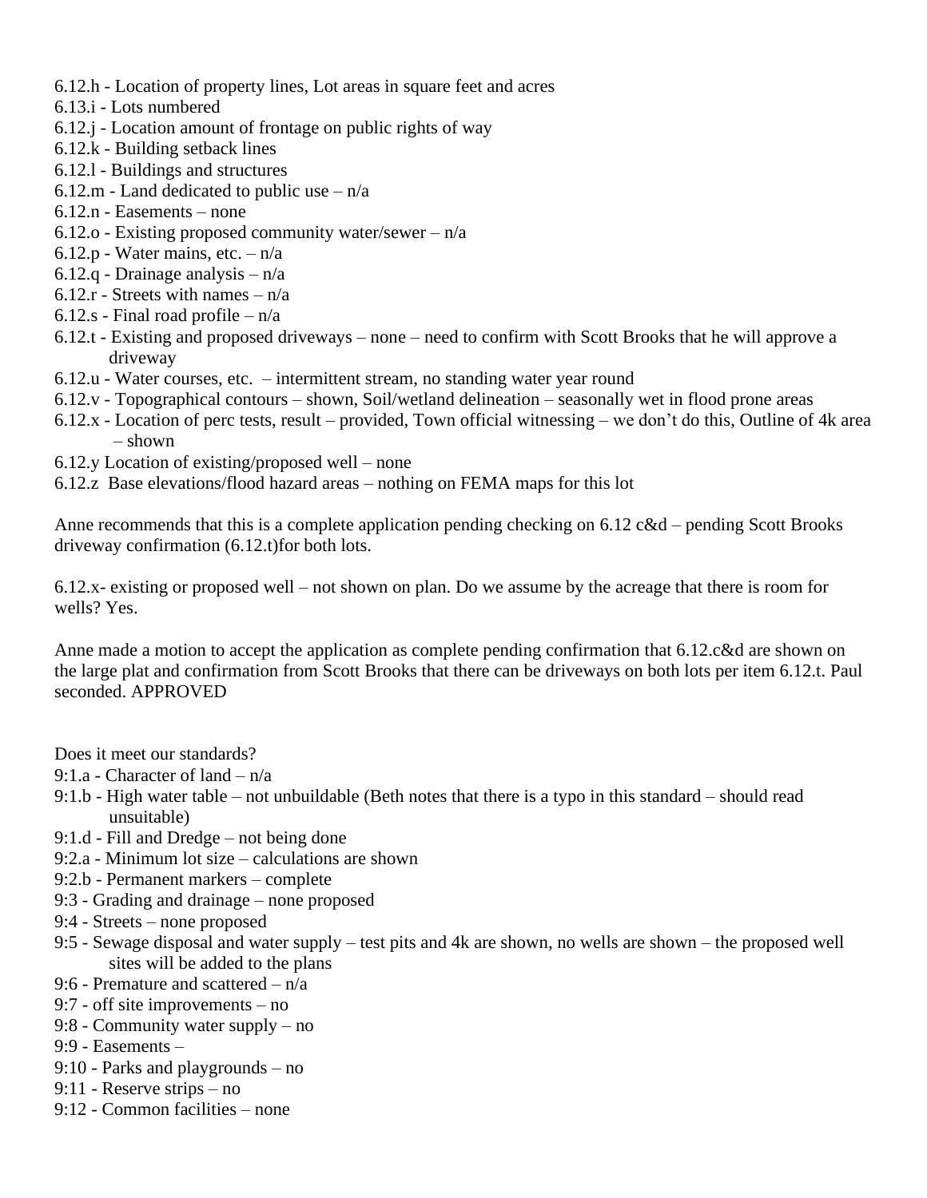6.12.h - Location of property lines, Lot areas in square feet and acres
6.13.i - Lots numbered
6.12.j - Location amount of frontage on public rights of way
6.12.k - Building setback lines
6.12.l - Buildings and structures
6.12.m - Land dedicated to public use – n/a
6.12.n - Easements – none
6.12.o - Existing proposed community water/sewer – n/a
6.12.p - Water mains, etc. – n/a
6.12.q - Drainage analysis – n/a
6.12.r - Streets with names – n/a
6.12.s - Final road profile – n/a
6.12.t - Existing and proposed driveways – none – need to confirm with Scott Brooks that he will approve a driveway
6.12.u - Water courses, etc. – intermittent stream, no standing water year round
6.12.v - Topographical contours – shown, Soil/wetland delineation – seasonally wet in flood prone areas
6.12.x - Location of perc tests, result – provided, Town official witnessing – we don't do this, Outline of 4k area – shown
6.12.y Location of existing/proposed well – none
6.12.z Base elevations/flood hazard areas – nothing on FEMA maps for this lot

Anne recommends that this is a complete application pending checking on 6.12 c&d – pending Scott Brooks driveway confirmation (6.12.t)for both lots.

6.12.x- existing or proposed well – not shown on plan. Do we assume by the acreage that there is room for wells? Yes.

Anne made a motion to accept the application as complete pending confirmation that 6.12.c&d are shown on the large plat and confirmation from Scott Brooks that there can be driveways on both lots per item 6.12.t. Paul seconded. APPROVED

Does it meet our standards?
9:1.a - Character of land – n/a
9:1.b - High water table – not unbuildable (Beth notes that there is a typo in this standard – should read unsuitable)
9:1.d - Fill and Dredge – not being done
9:2.a - Minimum lot size – calculations are shown
9:2.b - Permanent markers – complete
9:3 - Grading and drainage – none proposed
9:4 - Streets – none proposed
9:5 - Sewage disposal and water supply – test pits and 4k are shown, no wells are shown – the proposed well sites will be added to the plans
9:6 - Premature and scattered – n/a
9:7 - off site improvements – no
9:8 - Community water supply – no
9:9 - Easements –
9:10 - Parks and playgrounds – no
9:11 - Reserve strips – no
9:12 - Common facilities – none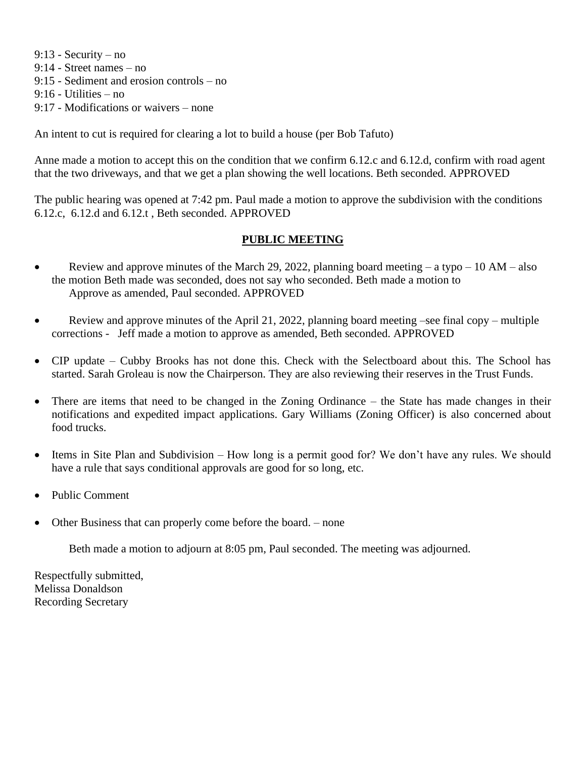9:13 - Security – no
9:14 - Street names – no
9:15 - Sediment and erosion controls – no
9:16 - Utilities – no
9:17 - Modifications or waivers – none

An intent to cut is required for clearing a lot to build a house (per Bob Tafuto)

Anne made a motion to accept this on the condition that we confirm 6.12.c and 6.12.d, confirm with road agent that the two driveways, and that we get a plan showing the well locations. Beth seconded. APPROVED

The public hearing was opened at 7:42 pm. Paul made a motion to approve the subdivision with the conditions 6.12.c, 6.12.d and 6.12.t , Beth seconded. APPROVED

## PUBLIC MEETING

- Review and approve minutes of the March 29, 2022, planning board meeting – a typo – 10 AM – also the motion Beth made was seconded, does not say who seconded. Beth made a motion to Approve as amended, Paul seconded. APPROVED
- Review and approve minutes of the April 21, 2022, planning board meeting –see final copy – multiple corrections - Jeff made a motion to approve as amended, Beth seconded. APPROVED
- CIP update – Cubby Brooks has not done this. Check with the Selectboard about this. The School has started. Sarah Groleau is now the Chairperson. They are also reviewing their reserves in the Trust Funds.
- There are items that need to be changed in the Zoning Ordinance – the State has made changes in their notifications and expedited impact applications. Gary Williams (Zoning Officer) is also concerned about food trucks.
- Items in Site Plan and Subdivision – How long is a permit good for? We don't have any rules. We should have a rule that says conditional approvals are good for so long, etc.
- Public Comment
- Other Business that can properly come before the board. – none

Beth made a motion to adjourn at 8:05 pm, Paul seconded. The meeting was adjourned.

Respectfully submitted,
Melissa Donaldson
Recording Secretary